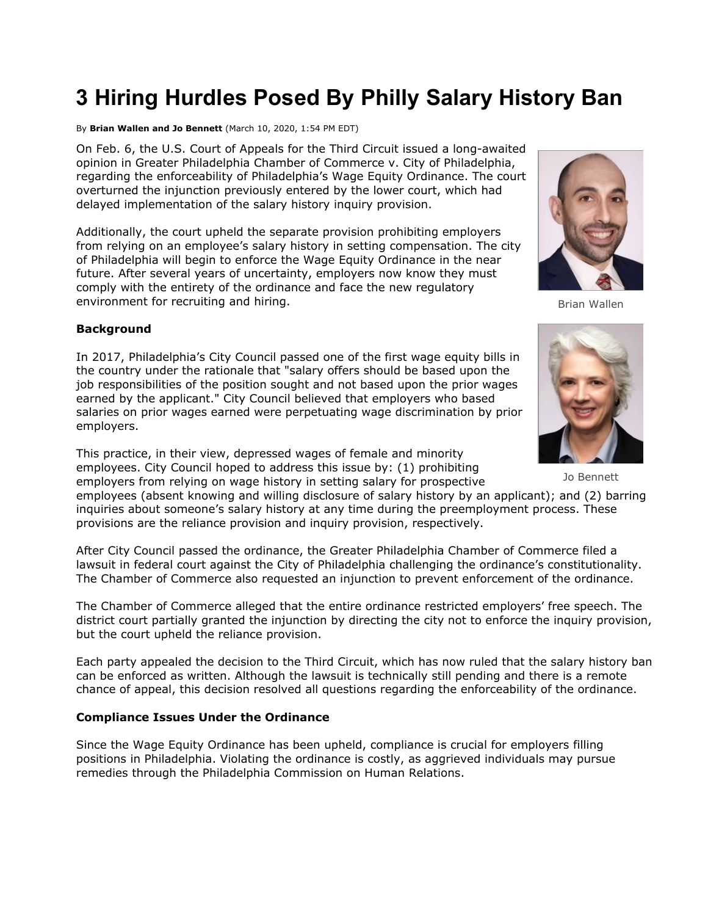# 3 Hiring Hurdles Posed By Philly Salary History Ban

By **Brian Wallen and Jo Bennett** (March 10, 2020, 1:54 PM EDT)

On Feb. 6, the U.S. Court of Appeals for the Third Circuit issued a long-awaited opinion in Greater Philadelphia Chamber of Commerce v. City of Philadelphia, regarding the enforceability of Philadelphia's Wage Equity Ordinance. The court overturned the injunction previously entered by the lower court, which had delayed implementation of the salary history inquiry provision.

Additionally, the court upheld the separate provision prohibiting employers from relying on an employee's salary history in setting compensation. The city of Philadelphia will begin to enforce the Wage Equity Ordinance in the near future. After several years of uncertainty, employers now know they must comply with the entirety of the ordinance and face the new regulatory environment for recruiting and hiring.

Brian Wallen

**Background**

In 2017, Philadelphia's City Council passed one of the first wage equity bills in the country under the rationale that "salary offers should be based upon the job responsibilities of the position sought and not based upon the prior wages earned by the applicant." City Council believed that employers who based salaries on prior wages earned were perpetuating wage discrimination by prior employers.

Jo Bennett

This practice, in their view, depressed wages of female and minority employees. City Council hoped to address this issue by: (1) prohibiting employers from relying on wage history in setting salary for prospective employees (absent knowing and willing disclosure of salary history by an applicant); and (2) barring inquiries about someone's salary history at any time during the preemployment process. These provisions are the reliance provision and inquiry provision, respectively.

After City Council passed the ordinance, the Greater Philadelphia Chamber of Commerce filed a lawsuit in federal court against the City of Philadelphia challenging the ordinance's constitutionality. The Chamber of Commerce also requested an injunction to prevent enforcement of the ordinance.

The Chamber of Commerce alleged that the entire ordinance restricted employers' free speech. The district court partially granted the injunction by directing the city not to enforce the inquiry provision, but the court upheld the reliance provision.

Each party appealed the decision to the Third Circuit, which has now ruled that the salary history ban can be enforced as written. Although the lawsuit is technically still pending and there is a remote chance of appeal, this decision resolved all questions regarding the enforceability of the ordinance.

**Compliance Issues Under the Ordinance**

Since the Wage Equity Ordinance has been upheld, compliance is crucial for employers filling positions in Philadelphia. Violating the ordinance is costly, as aggrieved individuals may pursue remedies through the Philadelphia Commission on Human Relations.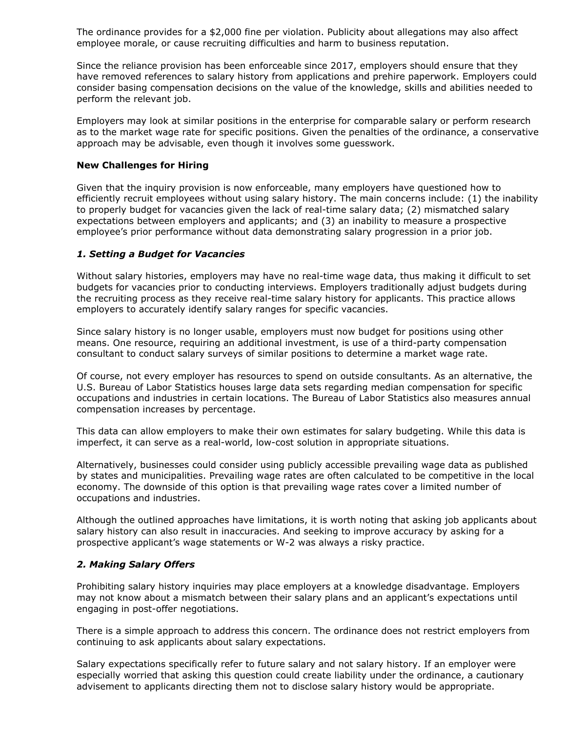The ordinance provides for a $2,000 fine per violation. Publicity about allegations may also affect employee morale, or cause recruiting difficulties and harm to business reputation.

Since the reliance provision has been enforceable since 2017, employers should ensure that they have removed references to salary history from applications and prehire paperwork. Employers could consider basing compensation decisions on the value of the knowledge, skills and abilities needed to perform the relevant job.

Employers may look at similar positions in the enterprise for comparable salary or perform research as to the market wage rate for specific positions. Given the penalties of the ordinance, a conservative approach may be advisable, even though it involves some guesswork.

**New Challenges for Hiring**

Given that the inquiry provision is now enforceable, many employers have questioned how to efficiently recruit employees without using salary history. The main concerns include: (1) the inability to properly budget for vacancies given the lack of real-time salary data; (2) mismatched salary expectations between employers and applicants; and (3) an inability to measure a prospective employee's prior performance without data demonstrating salary progression in a prior job.

***1. Setting a Budget for Vacancies***

Without salary histories, employers may have no real-time wage data, thus making it difficult to set budgets for vacancies prior to conducting interviews. Employers traditionally adjust budgets during the recruiting process as they receive real-time salary history for applicants. This practice allows employers to accurately identify salary ranges for specific vacancies.

Since salary history is no longer usable, employers must now budget for positions using other means. One resource, requiring an additional investment, is use of a third-party compensation consultant to conduct salary surveys of similar positions to determine a market wage rate.

Of course, not every employer has resources to spend on outside consultants. As an alternative, the U.S. Bureau of Labor Statistics houses large data sets regarding median compensation for specific occupations and industries in certain locations. The Bureau of Labor Statistics also measures annual compensation increases by percentage.

This data can allow employers to make their own estimates for salary budgeting. While this data is imperfect, it can serve as a real-world, low-cost solution in appropriate situations.

Alternatively, businesses could consider using publicly accessible prevailing wage data as published by states and municipalities. Prevailing wage rates are often calculated to be competitive in the local economy. The downside of this option is that prevailing wage rates cover a limited number of occupations and industries.

Although the outlined approaches have limitations, it is worth noting that asking job applicants about salary history can also result in inaccuracies. And seeking to improve accuracy by asking for a prospective applicant's wage statements or W-2 was always a risky practice.

***2. Making Salary Offers***

Prohibiting salary history inquiries may place employers at a knowledge disadvantage. Employers may not know about a mismatch between their salary plans and an applicant's expectations until engaging in post-offer negotiations.

There is a simple approach to address this concern. The ordinance does not restrict employers from continuing to ask applicants about salary expectations.

Salary expectations specifically refer to future salary and not salary history. If an employer were especially worried that asking this question could create liability under the ordinance, a cautionary advisement to applicants directing them not to disclose salary history would be appropriate.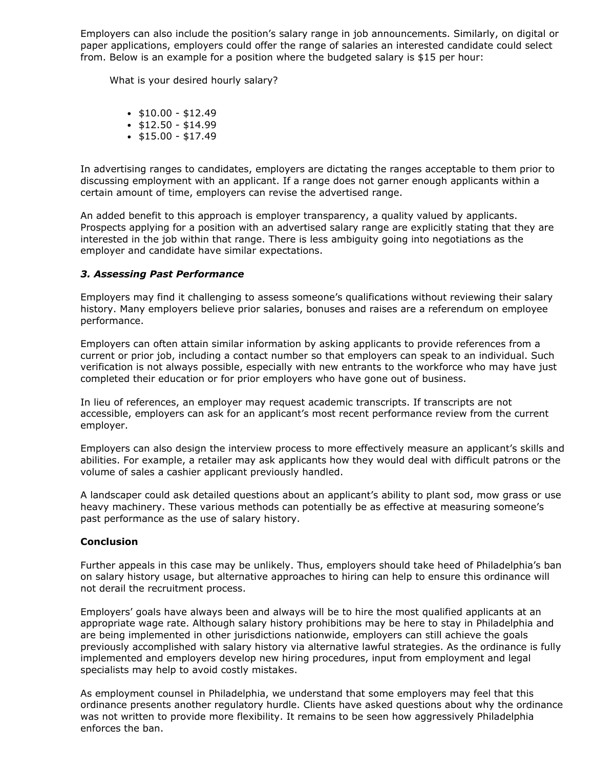Employers can also include the position's salary range in job announcements. Similarly, on digital or paper applications, employers could offer the range of salaries an interested candidate could select from. Below is an example for a position where the budgeted salary is $15 per hour:

> What is your desired hourly salary?
>
> - $10.00 - $12.49
> - $12.50 - $14.99
> - $15.00 - $17.49

In advertising ranges to candidates, employers are dictating the ranges acceptable to them prior to discussing employment with an applicant. If a range does not garner enough applicants within a certain amount of time, employers can revise the advertised range.

An added benefit to this approach is employer transparency, a quality valued by applicants. Prospects applying for a position with an advertised salary range are explicitly stating that they are interested in the job within that range. There is less ambiguity going into negotiations as the employer and candidate have similar expectations.

### *3. Assessing Past Performance*

Employers may find it challenging to assess someone's qualifications without reviewing their salary history. Many employers believe prior salaries, bonuses and raises are a referendum on employee performance.

Employers can often attain similar information by asking applicants to provide references from a current or prior job, including a contact number so that employers can speak to an individual. Such verification is not always possible, especially with new entrants to the workforce who may have just completed their education or for prior employers who have gone out of business.

In lieu of references, an employer may request academic transcripts. If transcripts are not accessible, employers can ask for an applicant's most recent performance review from the current employer.

Employers can also design the interview process to more effectively measure an applicant's skills and abilities. For example, a retailer may ask applicants how they would deal with difficult patrons or the volume of sales a cashier applicant previously handled.

A landscaper could ask detailed questions about an applicant's ability to plant sod, mow grass or use heavy machinery. These various methods can potentially be as effective at measuring someone's past performance as the use of salary history.

### **Conclusion**

Further appeals in this case may be unlikely. Thus, employers should take heed of Philadelphia's ban on salary history usage, but alternative approaches to hiring can help to ensure this ordinance will not derail the recruitment process.

Employers' goals have always been and always will be to hire the most qualified applicants at an appropriate wage rate. Although salary history prohibitions may be here to stay in Philadelphia and are being implemented in other jurisdictions nationwide, employers can still achieve the goals previously accomplished with salary history via alternative lawful strategies. As the ordinance is fully implemented and employers develop new hiring procedures, input from employment and legal specialists may help to avoid costly mistakes.

As employment counsel in Philadelphia, we understand that some employers may feel that this ordinance presents another regulatory hurdle. Clients have asked questions about why the ordinance was not written to provide more flexibility. It remains to be seen how aggressively Philadelphia enforces the ban.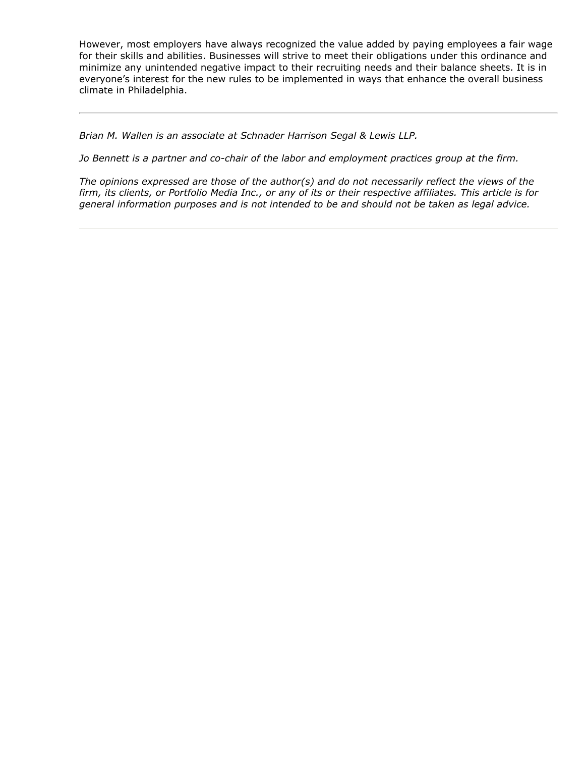However, most employers have always recognized the value added by paying employees a fair wage for their skills and abilities. Businesses will strive to meet their obligations under this ordinance and minimize any unintended negative impact to their recruiting needs and their balance sheets. It is in everyone's interest for the new rules to be implemented in ways that enhance the overall business climate in Philadelphia.

---

*Brian M. Wallen is an associate at Schnader Harrison Segal & Lewis LLP.*

*Jo Bennett is a partner and co-chair of the labor and employment practices group at the firm.*

*The opinions expressed are those of the author(s) and do not necessarily reflect the views of the firm, its clients, or Portfolio Media Inc., or any of its or their respective affiliates. This article is for general information purposes and is not intended to be and should not be taken as legal advice.*

---